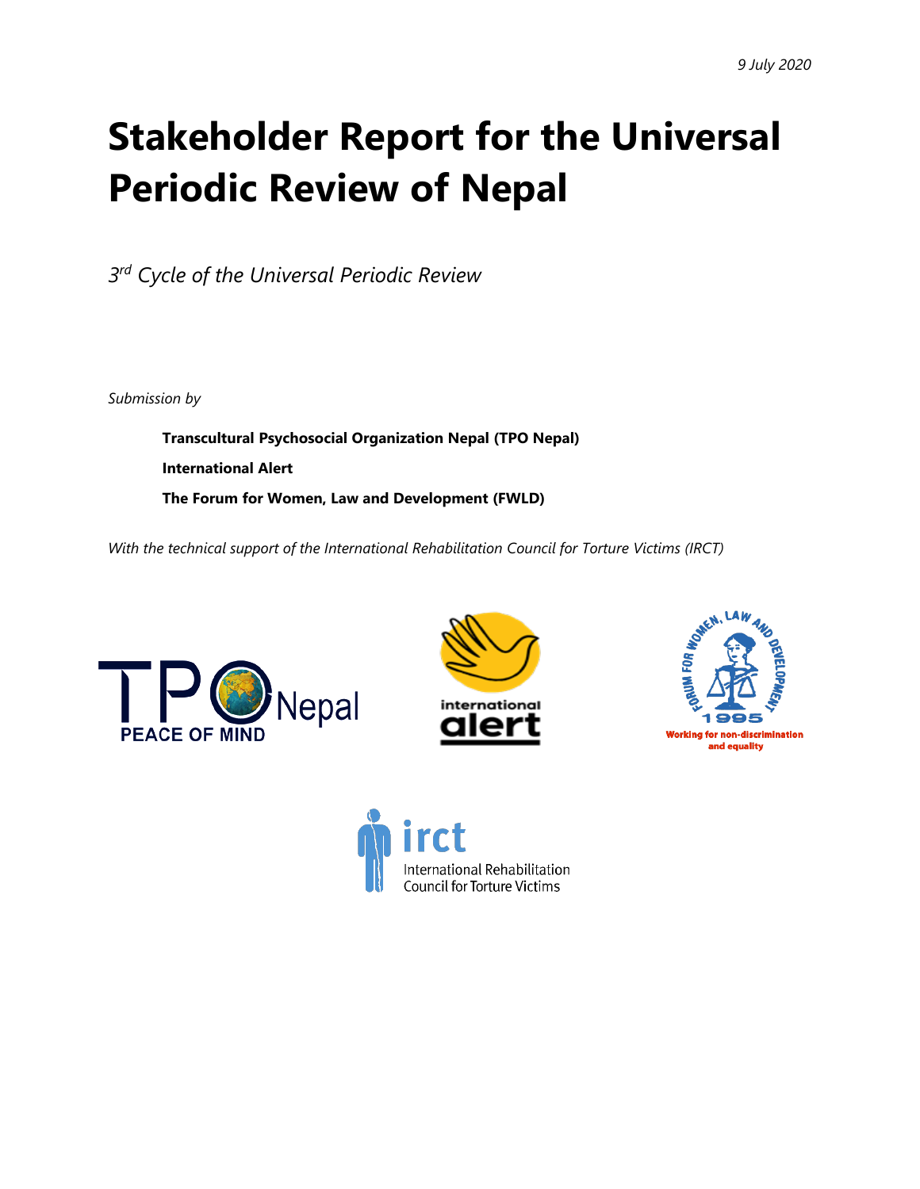*9 July 2020*

# Stakeholder Report for the Universal Periodic Review of Nepal

*3rd Cycle of the Universal Periodic Review*

*Submission by*

**Transcultural Psychosocial Organization Nepal (TPO Nepal)**

**International Alert**

**The Forum for Women, Law and Development (FWLD)**

*With the technical support of the International Rehabilitation Council for Torture Victims (IRCT)*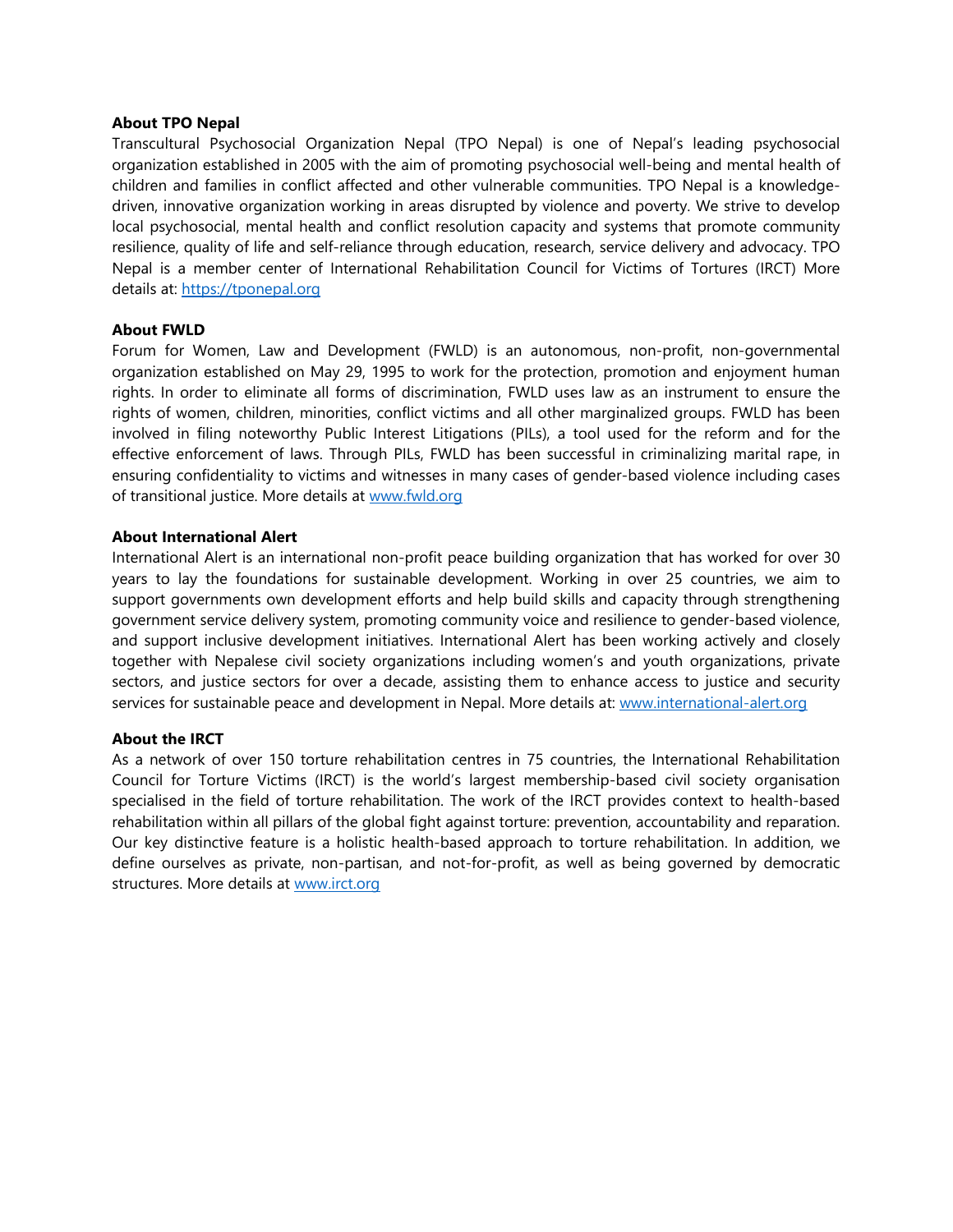**About TPO Nepal**

Transcultural Psychosocial Organization Nepal (TPO Nepal) is one of Nepal's leading psychosocial organization established in 2005 with the aim of promoting psychosocial well-being and mental health of children and families in conflict affected and other vulnerable communities. TPO Nepal is a knowledge-driven, innovative organization working in areas disrupted by violence and poverty. We strive to develop local psychosocial, mental health and conflict resolution capacity and systems that promote community resilience, quality of life and self-reliance through education, research, service delivery and advocacy. TPO Nepal is a member center of International Rehabilitation Council for Victims of Tortures (IRCT) More details at: https://tponepal.org

**About FWLD**

Forum for Women, Law and Development (FWLD) is an autonomous, non-profit, non-governmental organization established on May 29, 1995 to work for the protection, promotion and enjoyment human rights. In order to eliminate all forms of discrimination, FWLD uses law as an instrument to ensure the rights of women, children, minorities, conflict victims and all other marginalized groups. FWLD has been involved in filing noteworthy Public Interest Litigations (PILs), a tool used for the reform and for the effective enforcement of laws. Through PILs, FWLD has been successful in criminalizing marital rape, in ensuring confidentiality to victims and witnesses in many cases of gender-based violence including cases of transitional justice. More details at www.fwld.org

**About International Alert**

International Alert is an international non-profit peace building organization that has worked for over 30 years to lay the foundations for sustainable development. Working in over 25 countries, we aim to support governments own development efforts and help build skills and capacity through strengthening government service delivery system, promoting community voice and resilience to gender-based violence, and support inclusive development initiatives. International Alert has been working actively and closely together with Nepalese civil society organizations including women's and youth organizations, private sectors, and justice sectors for over a decade, assisting them to enhance access to justice and security services for sustainable peace and development in Nepal. More details at: www.international-alert.org

**About the IRCT**

As a network of over 150 torture rehabilitation centres in 75 countries, the International Rehabilitation Council for Torture Victims (IRCT) is the world's largest membership-based civil society organisation specialised in the field of torture rehabilitation. The work of the IRCT provides context to health-based rehabilitation within all pillars of the global fight against torture: prevention, accountability and reparation. Our key distinctive feature is a holistic health-based approach to torture rehabilitation. In addition, we define ourselves as private, non-partisan, and not-for-profit, as well as being governed by democratic structures. More details at www.irct.org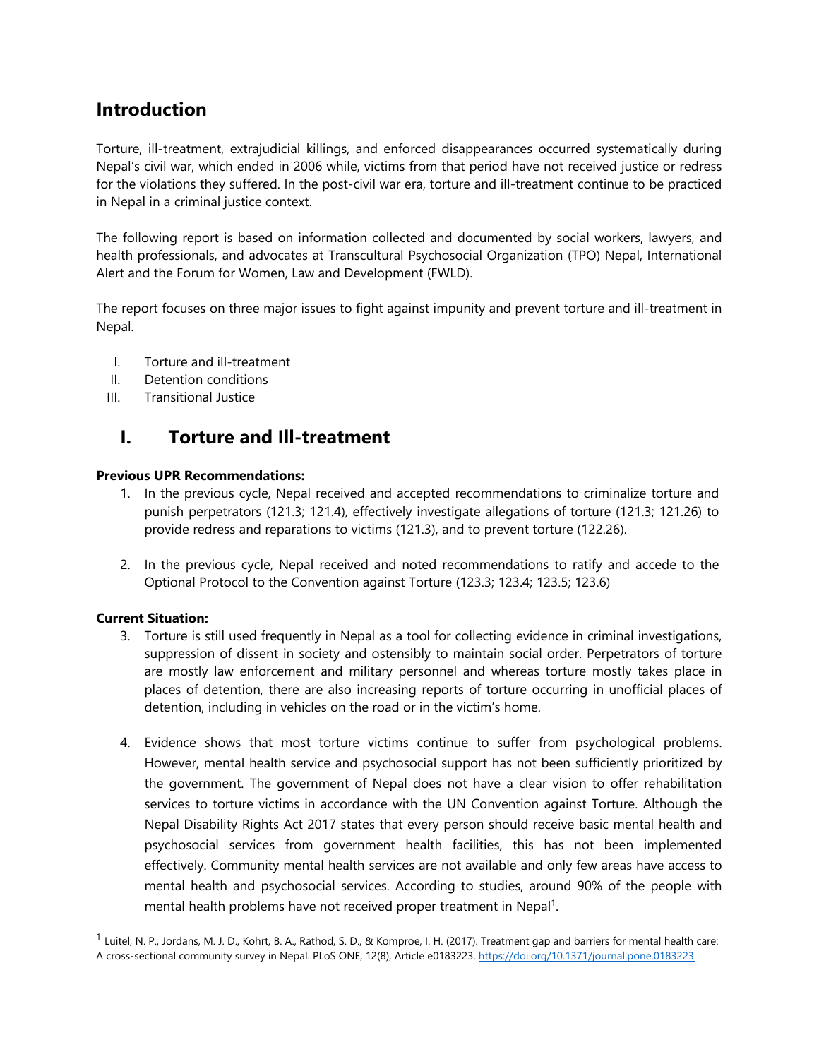## Introduction

Torture, ill-treatment, extrajudicial killings, and enforced disappearances occurred systematically during Nepal's civil war, which ended in 2006 while, victims from that period have not received justice or redress for the violations they suffered. In the post-civil war era, torture and ill-treatment continue to be practiced in Nepal in a criminal justice context.

The following report is based on information collected and documented by social workers, lawyers, and health professionals, and advocates at Transcultural Psychosocial Organization (TPO) Nepal, International Alert and the Forum for Women, Law and Development (FWLD).

The report focuses on three major issues to fight against impunity and prevent torture and ill-treatment in Nepal.

I. Torture and ill-treatment
II. Detention conditions
III. Transitional Justice

## I. Torture and Ill-treatment

**Previous UPR Recommendations:**

1. In the previous cycle, Nepal received and accepted recommendations to criminalize torture and punish perpetrators (121.3; 121.4), effectively investigate allegations of torture (121.3; 121.26) to provide redress and reparations to victims (121.3), and to prevent torture (122.26).

2. In the previous cycle, Nepal received and noted recommendations to ratify and accede to the Optional Protocol to the Convention against Torture (123.3; 123.4; 123.5; 123.6)

**Current Situation:**

3. Torture is still used frequently in Nepal as a tool for collecting evidence in criminal investigations, suppression of dissent in society and ostensibly to maintain social order. Perpetrators of torture are mostly law enforcement and military personnel and whereas torture mostly takes place in places of detention, there are also increasing reports of torture occurring in unofficial places of detention, including in vehicles on the road or in the victim's home.

4. Evidence shows that most torture victims continue to suffer from psychological problems. However, mental health service and psychosocial support has not been sufficiently prioritized by the government. The government of Nepal does not have a clear vision to offer rehabilitation services to torture victims in accordance with the UN Convention against Torture. Although the Nepal Disability Rights Act 2017 states that every person should receive basic mental health and psychosocial services from government health facilities, this has not been implemented effectively. Community mental health services are not available and only few areas have access to mental health and psychosocial services. According to studies, around 90% of the people with mental health problems have not received proper treatment in Nepal[1].

---

[1] Luitel, N. P., Jordans, M. J. D., Kohrt, B. A., Rathod, S. D., & Komproe, I. H. (2017). Treatment gap and barriers for mental health care: A cross-sectional community survey in Nepal. PLoS ONE, 12(8), Article e0183223. https://doi.org/10.1371/journal.pone.0183223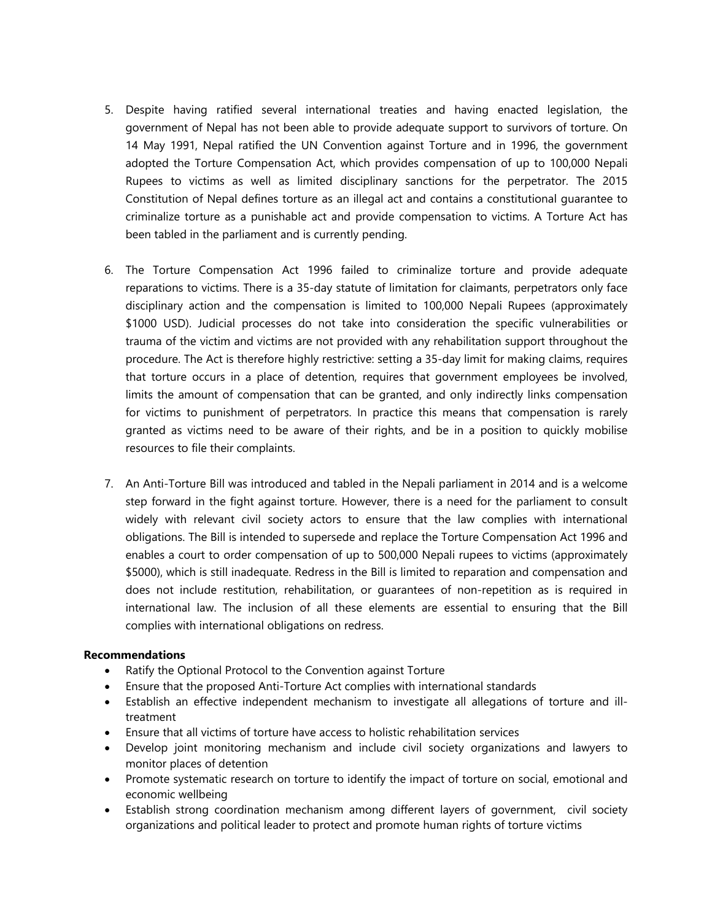5. Despite having ratified several international treaties and having enacted legislation, the government of Nepal has not been able to provide adequate support to survivors of torture. On 14 May 1991, Nepal ratified the UN Convention against Torture and in 1996, the government adopted the Torture Compensation Act, which provides compensation of up to 100,000 Nepali Rupees to victims as well as limited disciplinary sanctions for the perpetrator. The 2015 Constitution of Nepal defines torture as an illegal act and contains a constitutional guarantee to criminalize torture as a punishable act and provide compensation to victims. A Torture Act has been tabled in the parliament and is currently pending.

6. The Torture Compensation Act 1996 failed to criminalize torture and provide adequate reparations to victims. There is a 35-day statute of limitation for claimants, perpetrators only face disciplinary action and the compensation is limited to 100,000 Nepali Rupees (approximately $1000 USD). Judicial processes do not take into consideration the specific vulnerabilities or trauma of the victim and victims are not provided with any rehabilitation support throughout the procedure. The Act is therefore highly restrictive: setting a 35-day limit for making claims, requires that torture occurs in a place of detention, requires that government employees be involved, limits the amount of compensation that can be granted, and only indirectly links compensation for victims to punishment of perpetrators. In practice this means that compensation is rarely granted as victims need to be aware of their rights, and be in a position to quickly mobilise resources to file their complaints.

7. An Anti-Torture Bill was introduced and tabled in the Nepali parliament in 2014 and is a welcome step forward in the fight against torture. However, there is a need for the parliament to consult widely with relevant civil society actors to ensure that the law complies with international obligations. The Bill is intended to supersede and replace the Torture Compensation Act 1996 and enables a court to order compensation of up to 500,000 Nepali rupees to victims (approximately $5000), which is still inadequate. Redress in the Bill is limited to reparation and compensation and does not include restitution, rehabilitation, or guarantees of non-repetition as is required in international law. The inclusion of all these elements are essential to ensuring that the Bill complies with international obligations on redress.

**Recommendations**

- Ratify the Optional Protocol to the Convention against Torture
- Ensure that the proposed Anti-Torture Act complies with international standards
- Establish an effective independent mechanism to investigate all allegations of torture and ill-treatment
- Ensure that all victims of torture have access to holistic rehabilitation services
- Develop joint monitoring mechanism and include civil society organizations and lawyers to monitor places of detention
- Promote systematic research on torture to identify the impact of torture on social, emotional and economic wellbeing
- Establish strong coordination mechanism among different layers of government, civil society organizations and political leader to protect and promote human rights of torture victims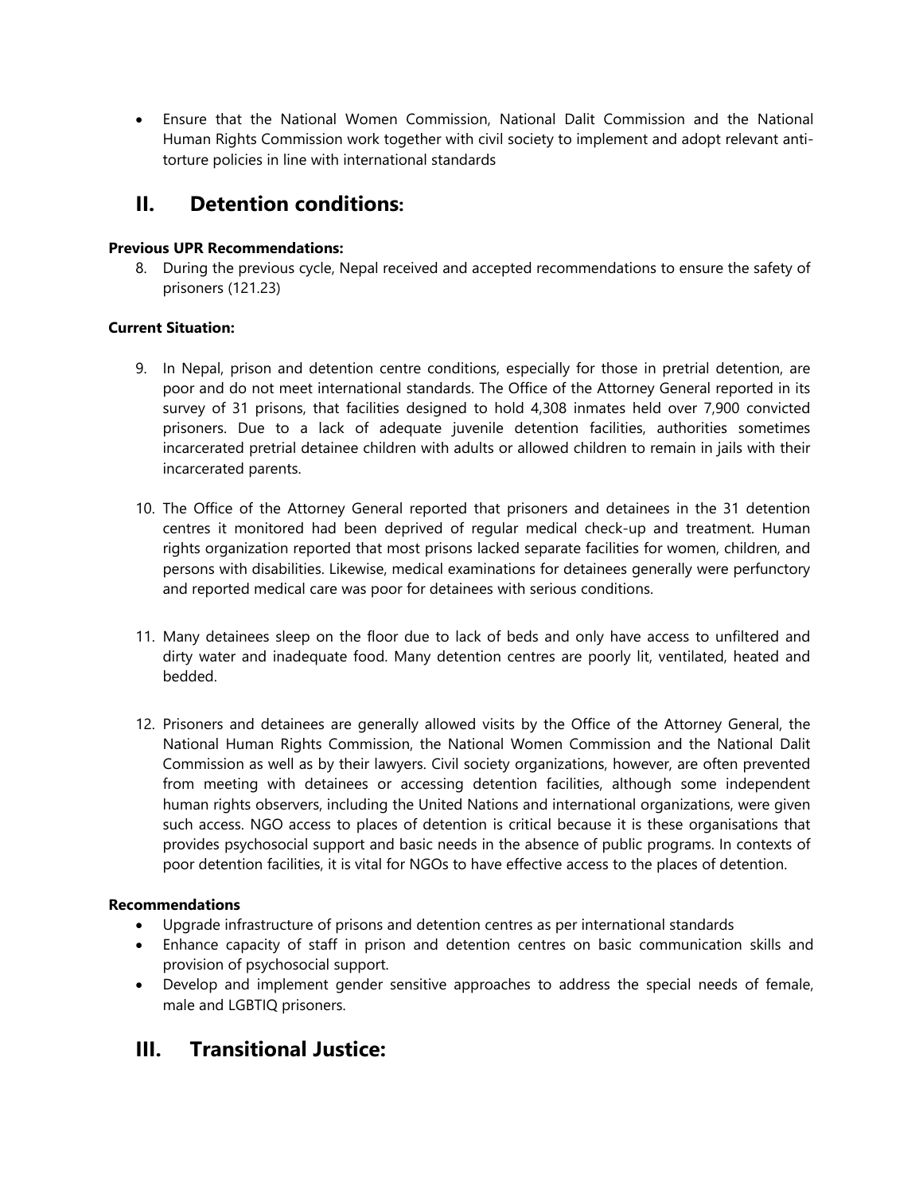- Ensure that the National Women Commission, National Dalit Commission and the National Human Rights Commission work together with civil society to implement and adopt relevant anti-torture policies in line with international standards

## II. Detention conditions:

**Previous UPR Recommendations:**

8. During the previous cycle, Nepal received and accepted recommendations to ensure the safety of prisoners (121.23)

**Current Situation:**

9. In Nepal, prison and detention centre conditions, especially for those in pretrial detention, are poor and do not meet international standards. The Office of the Attorney General reported in its survey of 31 prisons, that facilities designed to hold 4,308 inmates held over 7,900 convicted prisoners. Due to a lack of adequate juvenile detention facilities, authorities sometimes incarcerated pretrial detainee children with adults or allowed children to remain in jails with their incarcerated parents.

10. The Office of the Attorney General reported that prisoners and detainees in the 31 detention centres it monitored had been deprived of regular medical check-up and treatment. Human rights organization reported that most prisons lacked separate facilities for women, children, and persons with disabilities. Likewise, medical examinations for detainees generally were perfunctory and reported medical care was poor for detainees with serious conditions.

11. Many detainees sleep on the floor due to lack of beds and only have access to unfiltered and dirty water and inadequate food. Many detention centres are poorly lit, ventilated, heated and bedded.

12. Prisoners and detainees are generally allowed visits by the Office of the Attorney General, the National Human Rights Commission, the National Women Commission and the National Dalit Commission as well as by their lawyers. Civil society organizations, however, are often prevented from meeting with detainees or accessing detention facilities, although some independent human rights observers, including the United Nations and international organizations, were given such access. NGO access to places of detention is critical because it is these organisations that provides psychosocial support and basic needs in the absence of public programs. In contexts of poor detention facilities, it is vital for NGOs to have effective access to the places of detention.

**Recommendations**

- Upgrade infrastructure of prisons and detention centres as per international standards
- Enhance capacity of staff in prison and detention centres on basic communication skills and provision of psychosocial support.
- Develop and implement gender sensitive approaches to address the special needs of female, male and LGBTIQ prisoners.

## III. Transitional Justice: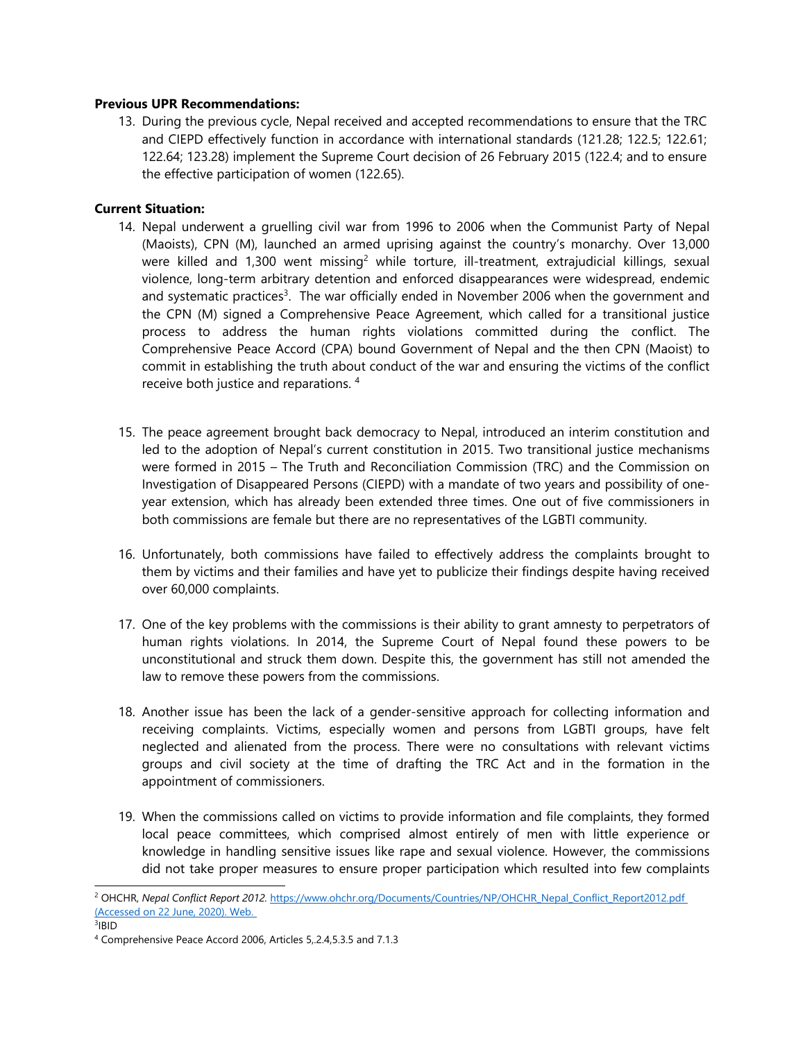**Previous UPR Recommendations:**

13. During the previous cycle, Nepal received and accepted recommendations to ensure that the TRC and CIEPD effectively function in accordance with international standards (121.28; 122.5; 122.61; 122.64; 123.28) implement the Supreme Court decision of 26 February 2015 (122.4; and to ensure the effective participation of women (122.65).

**Current Situation:**

14. Nepal underwent a gruelling civil war from 1996 to 2006 when the Communist Party of Nepal (Maoists), CPN (M), launched an armed uprising against the country's monarchy. Over 13,000 were killed and 1,300 went missing[2] while torture, ill-treatment, extrajudicial killings, sexual violence, long-term arbitrary detention and enforced disappearances were widespread, endemic and systematic practices[3]. The war officially ended in November 2006 when the government and the CPN (M) signed a Comprehensive Peace Agreement, which called for a transitional justice process to address the human rights violations committed during the conflict. The Comprehensive Peace Accord (CPA) bound Government of Nepal and the then CPN (Maoist) to commit in establishing the truth about conduct of the war and ensuring the victims of the conflict receive both justice and reparations. [4]

15. The peace agreement brought back democracy to Nepal, introduced an interim constitution and led to the adoption of Nepal's current constitution in 2015. Two transitional justice mechanisms were formed in 2015 – The Truth and Reconciliation Commission (TRC) and the Commission on Investigation of Disappeared Persons (CIEPD) with a mandate of two years and possibility of one-year extension, which has already been extended three times. One out of five commissioners in both commissions are female but there are no representatives of the LGBTI community.

16. Unfortunately, both commissions have failed to effectively address the complaints brought to them by victims and their families and have yet to publicize their findings despite having received over 60,000 complaints.

17. One of the key problems with the commissions is their ability to grant amnesty to perpetrators of human rights violations. In 2014, the Supreme Court of Nepal found these powers to be unconstitutional and struck them down. Despite this, the government has still not amended the law to remove these powers from the commissions.

18. Another issue has been the lack of a gender-sensitive approach for collecting information and receiving complaints. Victims, especially women and persons from LGBTI groups, have felt neglected and alienated from the process. There were no consultations with relevant victims groups and civil society at the time of drafting the TRC Act and in the formation in the appointment of commissioners.

19. When the commissions called on victims to provide information and file complaints, they formed local peace committees, which comprised almost entirely of men with little experience or knowledge in handling sensitive issues like rape and sexual violence. However, the commissions did not take proper measures to ensure proper participation which resulted into few complaints

---

[2] OHCHR, *Nepal Conflict Report 2012*. https://www.ohchr.org/Documents/Countries/NP/OHCHR_Nepal_Conflict_Report2012.pdf (Accessed on 22 June, 2020). Web.

[3] IBID

[4] Comprehensive Peace Accord 2006, Articles 5,.2.4,5.3.5 and 7.1.3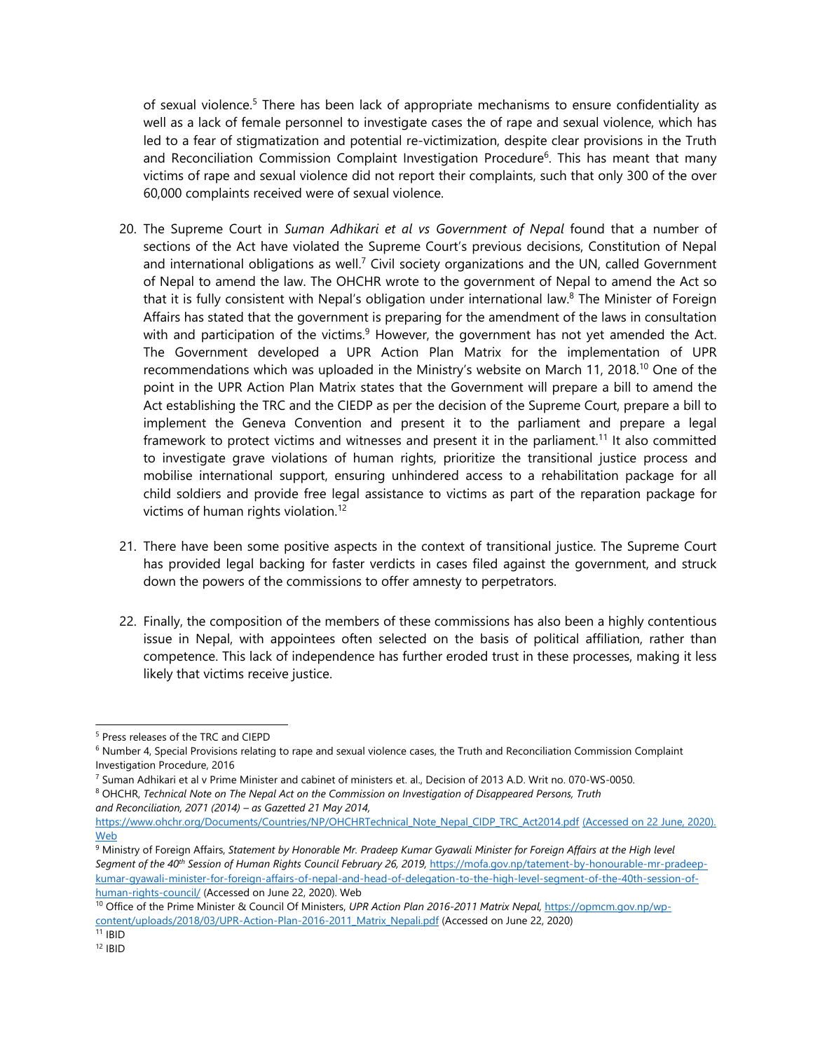of sexual violence.[5] There has been lack of appropriate mechanisms to ensure confidentiality as well as a lack of female personnel to investigate cases the of rape and sexual violence, which has led to a fear of stigmatization and potential re-victimization, despite clear provisions in the Truth and Reconciliation Commission Complaint Investigation Procedure[6]. This has meant that many victims of rape and sexual violence did not report their complaints, such that only 300 of the over 60,000 complaints received were of sexual violence.

20. The Supreme Court in *Suman Adhikari et al vs Government of Nepal* found that a number of sections of the Act have violated the Supreme Court's previous decisions, Constitution of Nepal and international obligations as well.[7] Civil society organizations and the UN, called Government of Nepal to amend the law. The OHCHR wrote to the government of Nepal to amend the Act so that it is fully consistent with Nepal's obligation under international law.[8] The Minister of Foreign Affairs has stated that the government is preparing for the amendment of the laws in consultation with and participation of the victims.[9] However, the government has not yet amended the Act. The Government developed a UPR Action Plan Matrix for the implementation of UPR recommendations which was uploaded in the Ministry's website on March 11, 2018.[10] One of the point in the UPR Action Plan Matrix states that the Government will prepare a bill to amend the Act establishing the TRC and the CIEDP as per the decision of the Supreme Court, prepare a bill to implement the Geneva Convention and present it to the parliament and prepare a legal framework to protect victims and witnesses and present it in the parliament.[11] It also committed to investigate grave violations of human rights, prioritize the transitional justice process and mobilise international support, ensuring unhindered access to a rehabilitation package for all child soldiers and provide free legal assistance to victims as part of the reparation package for victims of human rights violation.[12]

21. There have been some positive aspects in the context of transitional justice. The Supreme Court has provided legal backing for faster verdicts in cases filed against the government, and struck down the powers of the commissions to offer amnesty to perpetrators.

22. Finally, the composition of the members of these commissions has also been a highly contentious issue in Nepal, with appointees often selected on the basis of political affiliation, rather than competence. This lack of independence has further eroded trust in these processes, making it less likely that victims receive justice.

---

[5] Press releases of the TRC and CIEPD

[6] Number 4, Special Provisions relating to rape and sexual violence cases, the Truth and Reconciliation Commission Complaint Investigation Procedure, 2016

[7] Suman Adhikari et al v Prime Minister and cabinet of ministers et. al., Decision of 2013 A.D. Writ no. 070-WS-0050.

[8] OHCHR, *Technical Note on The Nepal Act on the Commission on Investigation of Disappeared Persons, Truth and Reconciliation, 2071 (2014) – as Gazetted 21 May 2014*, https://www.ohchr.org/Documents/Countries/NP/OHCHRTechnical_Note_Nepal_CIDP_TRC_Act2014.pdf (Accessed on 22 June, 2020). Web

[9] Ministry of Foreign Affairs, *Statement by Honorable Mr. Pradeep Kumar Gyawali Minister for Foreign Affairs at the High level Segment of the 40th Session of Human Rights Council February 26, 2019*, https://mofa.gov.np/tatement-by-honourable-mr-pradeep-kumar-gyawali-minister-for-foreign-affairs-of-nepal-and-head-of-delegation-to-the-high-level-segment-of-the-40th-session-of-human-rights-council/ (Accessed on June 22, 2020). Web

[10] Office of the Prime Minister & Council Of Ministers, *UPR Action Plan 2016-2011 Matrix Nepal*, https://opmcm.gov.np/wp-content/uploads/2018/03/UPR-Action-Plan-2016-2011_Matrix_Nepali.pdf (Accessed on June 22, 2020)

[11] IBID

[12] IBID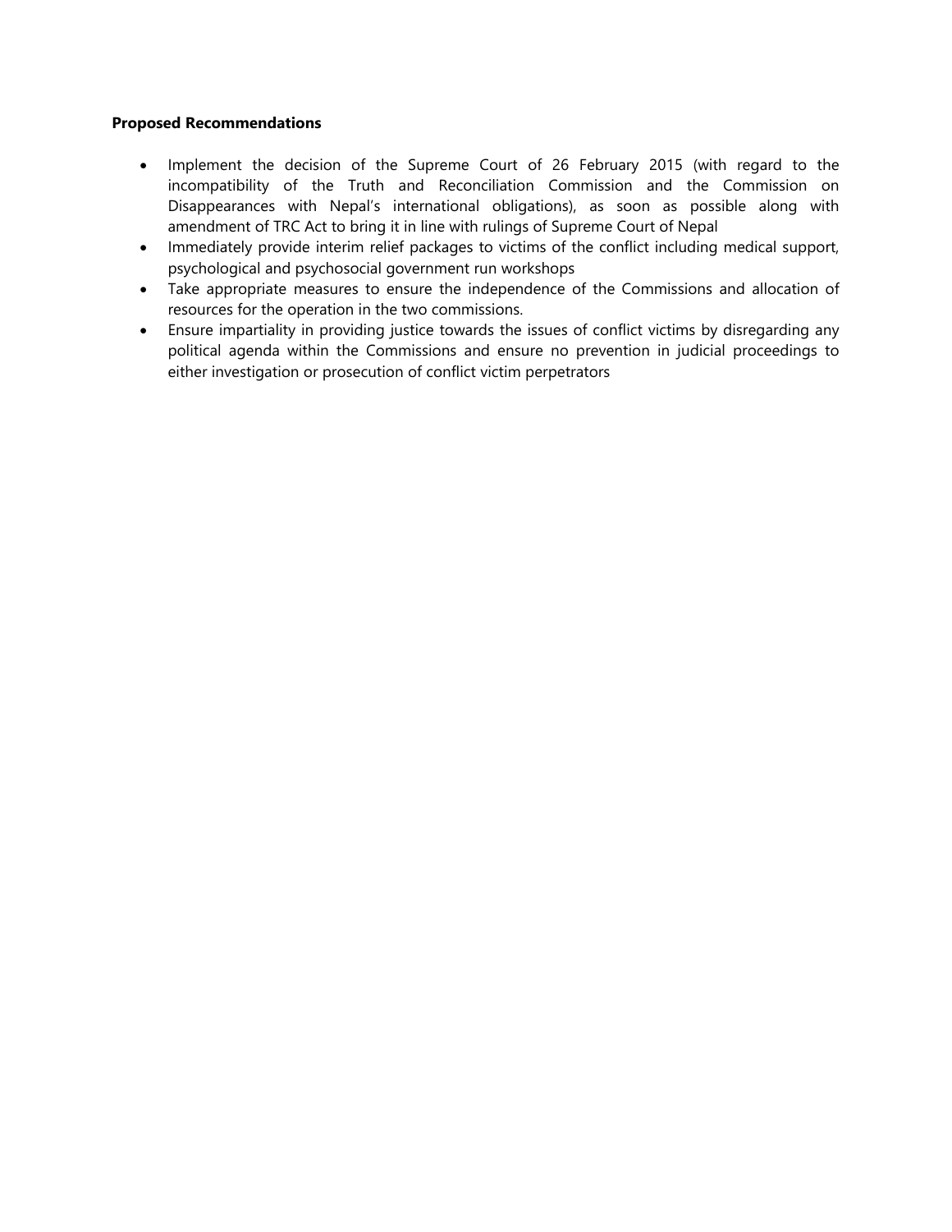**Proposed Recommendations**

- Implement the decision of the Supreme Court of 26 February 2015 (with regard to the incompatibility of the Truth and Reconciliation Commission and the Commission on Disappearances with Nepal's international obligations), as soon as possible along with amendment of TRC Act to bring it in line with rulings of Supreme Court of Nepal
- Immediately provide interim relief packages to victims of the conflict including medical support, psychological and psychosocial government run workshops
- Take appropriate measures to ensure the independence of the Commissions and allocation of resources for the operation in the two commissions.
- Ensure impartiality in providing justice towards the issues of conflict victims by disregarding any political agenda within the Commissions and ensure no prevention in judicial proceedings to either investigation or prosecution of conflict victim perpetrators